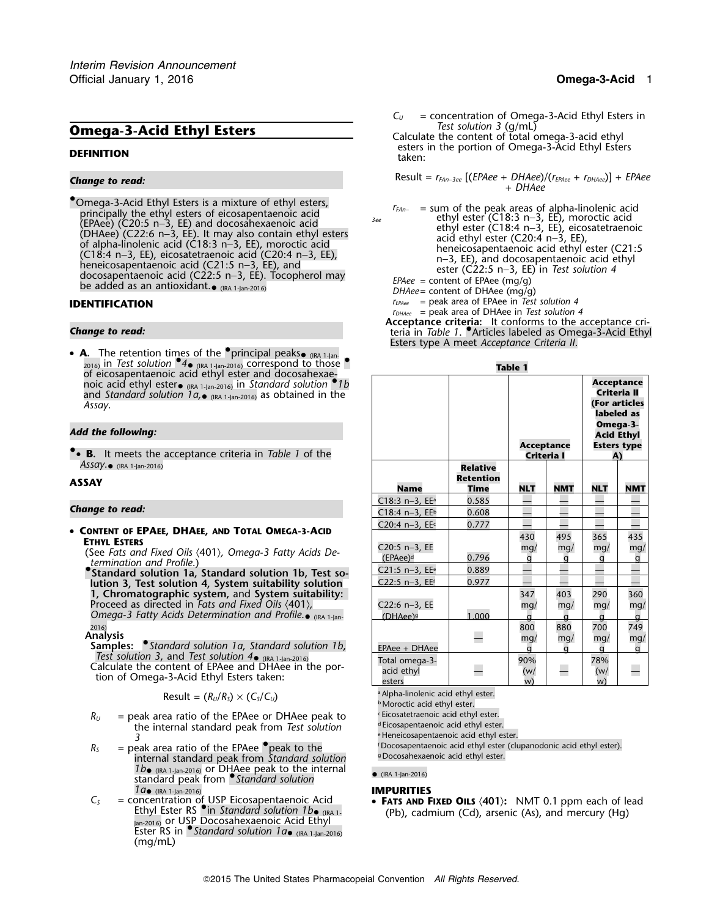# Omega-3-Acid Ethyl Esters

## DEFINITION

*Change to read:*

●Omega-3-Acid Ethyl Esters is a mixture of ethyl esters, principally the ethyl esters of eicosapentaenoic acid (EPAee) (C20:5 n–3, EE) and docosahexaenoic acid (DHAee) (C22:6 n–3, EE). It may also contain ethyl esters of alpha-linolenic acid (C18:3 n–3, EE), moroctic acid (C18:4 n–3, EE), eicosatetraenoic acid (C20:4 n–3, EE), heneicosapentaenoic acid (C21:5 n–3, EE), and docosapentaenoic acid (C22:5 n–3, EE). Tocopherol may be added as an antioxidant.● (IRA 1-Jan-2016)

## IDENTIFICATION

*Change to read:*

- **A.** The retention times of the ●principal peaks● (IRA 1-Jan-2016) in *Test solution* ●4● (IRA 1-Jan-2016) correspond to those ● of eicosapentaenoic acid ethyl ester and docosahexaenoic acid ethyl ester● (IRA 1-Jan-2016) in *Standard solution* ●*1b* and *Standard solution 1a*,● (IRA 1-Jan-2016) as obtained in the *Assay*.

*Add the following:*

●• **B.** It meets the acceptance criteria in *Table 1* of the *Assay*.● (IRA 1-Jan-2016)

## ASSAY

*Change to read:*

- **Content of EPAee, DHAee, and Total Omega-3-Acid Ethyl Esters**
  (See *Fats and Fixed Oils* ⟨401⟩, *Omega-3 Fatty Acids Determination and Profile*.)
  ●**Standard solution 1a, Standard solution 1b, Test solution 3, Test solution 4, System suitability solution 1, Chromatographic system,** and **System suitability:** Proceed as directed in *Fats and Fixed Oils* ⟨401⟩, *Omega-3 Fatty Acids Determination and Profile*.● (IRA 1-Jan-2016)
  **Analysis**
  **Samples:** ●*Standard solution 1a*, *Standard solution 1b*, *Test solution 3*, and *Test solution 4*● (IRA 1-Jan-2016)
  Calculate the content of EPAee and DHAee in the portion of Omega-3-Acid Ethyl Esters taken:

$$\text{Result} = (R_U/R_S) \times (C_S/C_U)$$

$R_U$ = peak area ratio of the EPAee or DHAee peak to the internal standard peak from *Test solution 3*

$R_S$ = peak area ratio of the EPAee ●peak to the internal standard peak from *Standard solution 1b*● (IRA 1-Jan-2016) or DHAee peak to the internal standard peak from ●*Standard solution 1a*● (IRA 1-Jan-2016)

$C_S$ = concentration of USP Eicosapentaenoic Acid Ethyl Ester RS ●in *Standard solution 1b*● (IRA 1-Jan-2016) or USP Docosahexaenoic Acid Ethyl Ester RS in ●*Standard solution 1a*● (IRA 1-Jan-2016) (mg/mL)

$C_U$ = concentration of Omega-3-Acid Ethyl Esters in *Test solution 3* (g/mL)

Calculate the content of total omega-3-acid ethyl esters in the portion of Omega-3-Acid Ethyl Esters taken:

$$\text{Result} = r_{FAn-3ee}\,[(EPAee + DHAee)/(r_{EPAee} + r_{DHAee})] + EPAee + DHAee$$

$r_{FAn-3ee}$ = sum of the peak areas of alpha-linolenic acid ethyl ester (C18:3 n–3, EE), moroctic acid ethyl ester (C18:4 n–3, EE), eicosatetraenoic acid ethyl ester (C20:4 n–3, EE), heneicosapentaenoic acid ethyl ester (C21:5 n–3, EE), and docosapentaenoic acid ethyl ester (C22:5 n–3, EE) in *Test solution 4*

$EPAee$ = content of EPAee (mg/g)

$DHAee$ = content of DHAee (mg/g)

$r_{EPAee}$ = peak area of EPAee in *Test solution 4*

$r_{DHAee}$ = peak area of DHAee in *Test solution 4*

**Acceptance criteria:** It conforms to the acceptance criteria in *Table 1*. ●Articles labeled as Omega-3-Acid Ethyl Esters type A meet *Acceptance Criteria II*.

**Table 1**

| Name | Relative Retention Time | Acceptance Criteria I | | Acceptance Criteria II (For articles labeled as Omega-3-Acid Ethyl Esters type A) | |
|---|---|---|---|---|---|
| | | NLT | NMT | NLT | NMT |
| C18:3 n–3, EE[a] | 0.585 | — | — | — | — |
| C18:4 n–3, EE[b] | 0.608 | — | — | — | — |
| C20:4 n–3, EE[c] | 0.777 | — | — | — | — |
| C20:5 n–3, EE (EPAee)[d] | 0.796 | 430 mg/g | 495 mg/g | 365 mg/g | 435 mg/g |
| C21:5 n–3, EE[e] | 0.889 | — | — | — | — |
| C22:5 n–3, EE[f] | 0.977 | — | — | — | — |
| C22:6 n–3, EE (DHAee)[g] | 1.000 | 347 mg/g | 403 mg/g | 290 mg/g | 360 mg/g |
| EPAee + DHAee | — | 800 mg/g | 880 mg/g | 700 mg/g | 749 mg/g |
| Total omega-3-acid ethyl esters | — | 90% (w/w) | — | 78% (w/w) | — |

[a] Alpha-linolenic acid ethyl ester.
[b] Moroctic acid ethyl ester.
[c] Eicosatetraenoic acid ethyl ester.
[d] Eicosapentaenoic acid ethyl ester.
[e] Heneicosapentaenoic acid ethyl ester.
[f] Docosapentaenoic acid ethyl ester (clupanodonic acid ethyl ester).
[g] Docosahexaenoic acid ethyl ester.

● (IRA 1-Jan-2016)

## IMPURITIES

- **Fats and Fixed Oils ⟨401⟩:** NMT 0.1 ppm each of lead (Pb), cadmium (Cd), arsenic (As), and mercury (Hg)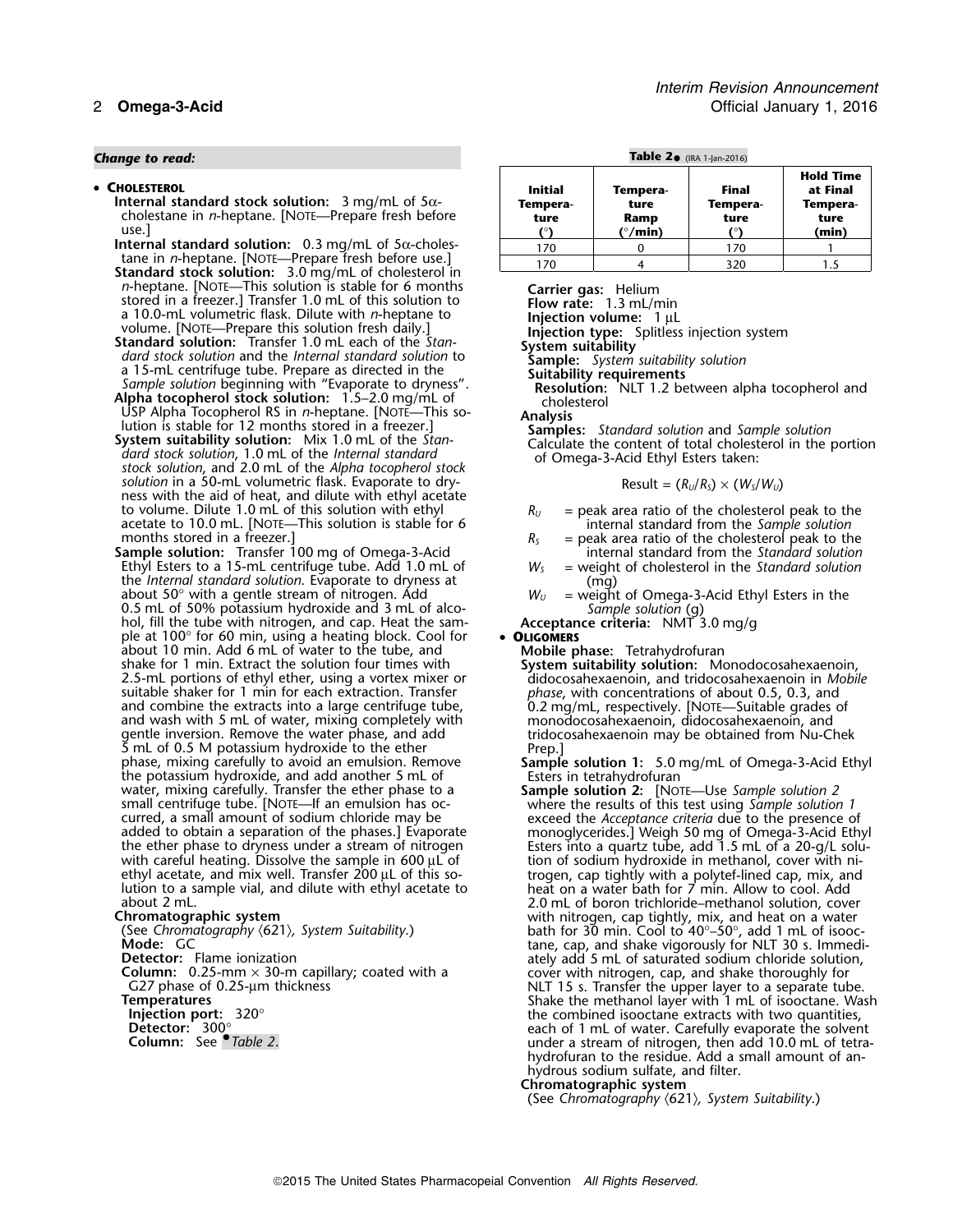*Change to read:*

- **CHOLESTEROL**

**Internal standard stock solution:** 3 mg/mL of 5α-cholestane in *n*-heptane. [NOTE—Prepare fresh before use.]

**Internal standard solution:** 0.3 mg/mL of 5α-cholestane in *n*-heptane. [NOTE—Prepare fresh before use.]

**Standard stock solution:** 3.0 mg/mL of cholesterol in *n*-heptane. [NOTE—This solution is stable for 6 months stored in a freezer.] Transfer 1.0 mL of this solution to a 10.0-mL volumetric flask. Dilute with *n*-heptane to volume. [NOTE—Prepare this solution fresh daily.]

**Standard solution:** Transfer 1.0 mL each of the *Standard stock solution* and the *Internal standard solution* to a 15-mL centrifuge tube. Prepare as directed in the *Sample solution* beginning with "Evaporate to dryness".

**Alpha tocopherol stock solution:** 1.5–2.0 mg/mL of USP Alpha Tocopherol RS in *n*-heptane. [NOTE—This solution is stable for 12 months stored in a freezer.]

**System suitability solution:** Mix 1.0 mL of the *Standard stock solution*, 1.0 mL of the *Internal standard stock solution*, and 2.0 mL of the *Alpha tocopherol stock solution* in a 50-mL volumetric flask. Evaporate to dryness with the aid of heat, and dilute with ethyl acetate to volume. Dilute 1.0 mL of this solution with ethyl acetate to 10.0 mL. [NOTE—This solution is stable for 6 months stored in a freezer.]

**Sample solution:** Transfer 100 mg of Omega-3-Acid Ethyl Esters to a 15-mL centrifuge tube. Add 1.0 mL of the *Internal standard solution*. Evaporate to dryness at about 50° with a gentle stream of nitrogen. Add 0.5 mL of 50% potassium hydroxide and 3 mL of alcohol, fill the tube with nitrogen, and cap. Heat the sample at 100° for 60 min, using a heating block. Cool for about 10 min. Add 6 mL of water to the tube, and shake for 1 min. Extract the solution four times with 2.5-mL portions of ethyl ether, using a vortex mixer or suitable shaker for 1 min for each extraction. Transfer and combine the extracts into a large centrifuge tube, and wash with 5 mL of water, mixing completely with gentle inversion. Remove the water phase, and add 5 mL of 0.5 M potassium hydroxide to the ether phase, mixing carefully to avoid an emulsion. Remove the potassium hydroxide, and add another 5 mL of water, mixing carefully. Transfer the ether phase to a small centrifuge tube. [NOTE—If an emulsion has occurred, a small amount of sodium chloride may be added to obtain a separation of the phases.] Evaporate the ether phase to dryness under a stream of nitrogen with careful heating. Dissolve the sample in 600 µL of ethyl acetate, and mix well. Transfer 200 µL of this solution to a sample vial, and dilute with ethyl acetate to about 2 mL.

**Chromatographic system**
(See *Chromatography* ⟨621⟩, *System Suitability*.)
**Mode:** GC
**Detector:** Flame ionization
**Column:** 0.25-mm × 30-m capillary; coated with a G27 phase of 0.25-µm thickness
**Temperatures**
**Injection port:** 320°
**Detector:** 300°
**Column:** See •*Table 2*.

**Table 2**• (IRA 1-Jan-2016)

| Initial Temperature (°) | Temperature Ramp (°/min) | Final Temperature (°) | Hold Time at Final Temperature (min) |
|---|---|---|---|
| 170 | 0 | 170 | 1 |
| 170 | 4 | 320 | 1.5 |

**Carrier gas:** Helium
**Flow rate:** 1.3 mL/min
**Injection volume:** 1 µL
**Injection type:** Splitless injection system

**System suitability**
**Sample:** *System suitability solution*
**Suitability requirements**
**Resolution:** NLT 1.2 between alpha tocopherol and cholesterol

**Analysis**
**Samples:** *Standard solution* and *Sample solution*
Calculate the content of total cholesterol in the portion of Omega-3-Acid Ethyl Esters taken:

$$\text{Result} = (R_U/R_S) \times (W_S/W_U)$$

$R_U$ = peak area ratio of the cholesterol peak to the internal standard from the *Sample solution*
$R_S$ = peak area ratio of the cholesterol peak to the internal standard from the *Standard solution*
$W_S$ = weight of cholesterol in the *Standard solution* (mg)
$W_U$ = weight of Omega-3-Acid Ethyl Esters in the *Sample solution* (g)

**Acceptance criteria:** NMT 3.0 mg/g

- **OLIGOMERS**

**Mobile phase:** Tetrahydrofuran

**System suitability solution:** Monodocosahexaenoin, didocosahexaenoin, and tridocosahexaenoin in *Mobile phase*, with concentrations of about 0.5, 0.3, and 0.2 mg/mL, respectively. [NOTE—Suitable grades of monodocosahexaenoin, didocosahexaenoin, and tridocosahexaenoin may be obtained from Nu-Chek Prep.]

**Sample solution 1:** 5.0 mg/mL of Omega-3-Acid Ethyl Esters in tetrahydrofuran

**Sample solution 2:** [NOTE—Use *Sample solution 2* where the results of this test using *Sample solution 1* exceed the *Acceptance criteria* due to the presence of monoglycerides.] Weigh 50 mg of Omega-3-Acid Ethyl Esters into a quartz tube, add 1.5 mL of a 20-g/L solution of sodium hydroxide in methanol, cover with nitrogen, cap tightly with a polytef-lined cap, mix, and heat on a water bath for 7 min. Allow to cool. Add 2.0 mL of boron trichloride–methanol solution, cover with nitrogen, cap tightly, mix, and heat on a water bath for 30 min. Cool to 40°–50°, add 1 mL of isooctane, cap, and shake vigorously for NLT 30 s. Immediately add 5 mL of saturated sodium chloride solution, cover with nitrogen, cap, and shake thoroughly for NLT 15 s. Transfer the upper layer to a separate tube. Shake the methanol layer with 1 mL of isooctane. Wash the combined isooctane extracts with two quantities, each of 1 mL of water. Carefully evaporate the solvent under a stream of nitrogen, then add 10.0 mL of tetrahydrofuran to the residue. Add a small amount of anhydrous sodium sulfate, and filter.

**Chromatographic system**
(See *Chromatography* ⟨621⟩, *System Suitability*.)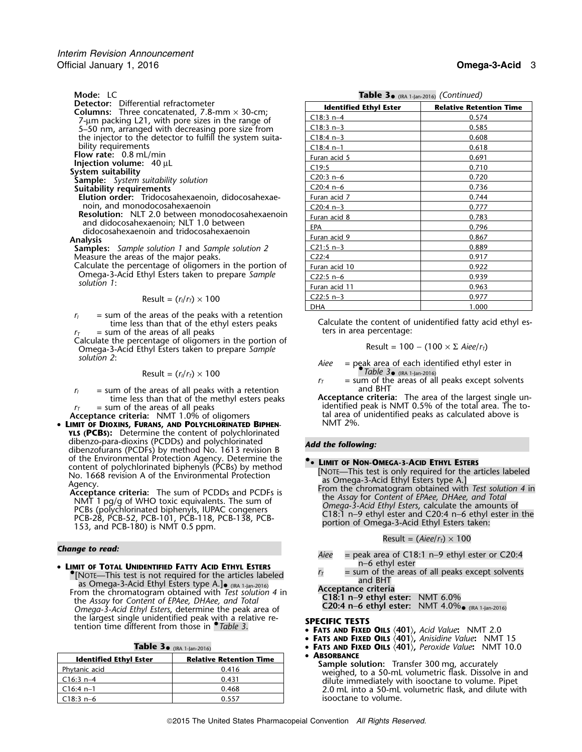**Mode:** LC

**Detector:** Differential refractometer

**Columns:** Three concatenated, 7.8-mm × 30-cm; 7-µm packing L21, with pore sizes in the range of 5–50 nm, arranged with decreasing pore size from the injector to the detector to fulfill the system suitability requirements

**Flow rate:** 0.8 mL/min

**Injection volume:** 40 µL

**System suitability**

**Sample:** *System suitability solution*

**Suitability requirements**

**Elution order:** Tridocosahexaenoin, didocosahexaenoin, and monodocosahexaenoin

**Resolution:** NLT 2.0 between monodocosahexaenoin and didocosahexaenoin; NLT 1.0 between didocosahexaenoin and tridocosahexaenoin

**Analysis**

**Samples:** *Sample solution 1* and *Sample solution 2*

Measure the areas of the major peaks.

Calculate the percentage of oligomers in the portion of Omega-3-Acid Ethyl Esters taken to prepare *Sample solution 1*:

$$\text{Result} = (r_I/r_T) \times 100$$

$r_I$ = sum of the areas of the peaks with a retention time less than that of the ethyl esters peaks

$r_T$ = sum of the areas of all peaks

Calculate the percentage of oligomers in the portion of Omega-3-Acid Ethyl Esters taken to prepare *Sample solution 2*:

$$\text{Result} = (r_I/r_T) \times 100$$

$r_I$ = sum of the areas of all peaks with a retention time less than that of the methyl esters peaks

$r_T$ = sum of the areas of all peaks

**Acceptance criteria:** NMT 1.0% of oligomers

- **Limit of Dioxins, Furans, and Polychlorinated Biphenyls (PCBs):** Determine the content of polychlorinated dibenzo-para-dioxins (PCDDs) and polychlorinated dibenzofurans (PCDFs) by method No. 1613 revision B of the Environmental Protection Agency. Determine the content of polychlorinated biphenyls (PCBs) by method No. 1668 revision A of the Environmental Protection Agency.

  **Acceptance criteria:** The sum of PCDDs and PCDFs is NMT 1 pg/g of WHO toxic equivalents. The sum of PCBs (polychlorinated biphenyls, IUPAC congeners PCB-28, PCB-52, PCB-101, PCB-118, PCB-138, PCB-153, and PCB-180) is NMT 0.5 ppm.

*Change to read:*

- **Limit of Total Unidentified Fatty Acid Ethyl Esters**

  •[Note—This test is not required for the articles labeled as Omega-3-Acid Ethyl Esters type A.]• (IRA 1-Jan-2016)

  From the chromatogram obtained with *Test solution 4* in the *Assay* for *Content of EPAee, DHAee, and Total Omega-3-Acid Ethyl Esters*, determine the peak area of the largest single unidentified peak with a relative retention time different from those in •*Table 3*.

**Table 3**• (IRA 1-Jan-2016)

| Identified Ethyl Ester | Relative Retention Time |
|---|---|
| Phytanic acid | 0.416 |
| C16:3 n–4 | 0.431 |
| C16:4 n–1 | 0.468 |
| C18:3 n–6 | 0.557 |
| C18:3 n–4 | 0.574 |
| C18:3 n–3 | 0.585 |
| C18:4 n–3 | 0.608 |
| C18:4 n–1 | 0.618 |
| Furan acid 5 | 0.691 |
| C19:5 | 0.710 |
| C20:3 n–6 | 0.720 |
| C20:4 n–6 | 0.736 |
| Furan acid 7 | 0.744 |
| C20:4 n–3 | 0.777 |
| Furan acid 8 | 0.783 |
| EPA | 0.796 |
| Furan acid 9 | 0.867 |
| C21:5 n–3 | 0.889 |
| C22:4 | 0.917 |
| Furan acid 10 | 0.922 |
| C22:5 n–6 | 0.939 |
| Furan acid 11 | 0.963 |
| C22:5 n–3 | 0.977 |
| DHA | 1.000 |

Calculate the content of unidentified fatty acid ethyl esters in area percentage:

$$\text{Result} = 100 - (100 \times \Sigma A_{iee}/r_T)$$

$A_{iee}$ = peak area of each identified ethyl ester in •*Table 3*• (IRA 1-Jan-2016)

$r_T$ = sum of the areas of all peaks except solvents and BHT

**Acceptance criteria:** The area of the largest single unidentified peak is NMT 0.5% of the total area. The total area of unidentified peaks as calculated above is NMT 2%.

*Add the following:*

- •**Limit of Non-Omega-3-Acid Ethyl Esters**

  [Note—This test is only required for the articles labeled as Omega-3-Acid Ethyl Esters type A.]

  From the chromatogram obtained with *Test solution 4* in the *Assay* for *Content of EPAee, DHAee, and Total Omega-3-Acid Ethyl Esters*, calculate the amounts of C18:1 n–9 ethyl ester and C20:4 n–6 ethyl ester in the portion of Omega-3-Acid Ethyl Esters taken:

$$\text{Result} = (A_{iee}/r_T) \times 100$$

$A_{iee}$ = peak area of C18:1 n–9 ethyl ester or C20:4 n–6 ethyl ester

$r_T$ = sum of the areas of all peaks except solvents and BHT

**Acceptance criteria**

**C18:1 n–9 ethyl ester:** NMT 6.0%

**C20:4 n–6 ethyl ester:** NMT 4.0%• (IRA 1-Jan-2016)

## SPECIFIC TESTS

- **Fats and Fixed Oils** ⟨401⟩, *Acid Value*: NMT 2.0
- **Fats and Fixed Oils** ⟨401⟩, *Anisidine Value*: NMT 15
- **Fats and Fixed Oils** ⟨401⟩, *Peroxide Value*: NMT 10.0
- **Absorbance**

  **Sample solution:** Transfer 300 mg, accurately weighed, to a 50-mL volumetric flask. Dissolve in and dilute immediately with isooctane to volume. Pipet 2.0 mL into a 50-mL volumetric flask, and dilute with isooctane to volume.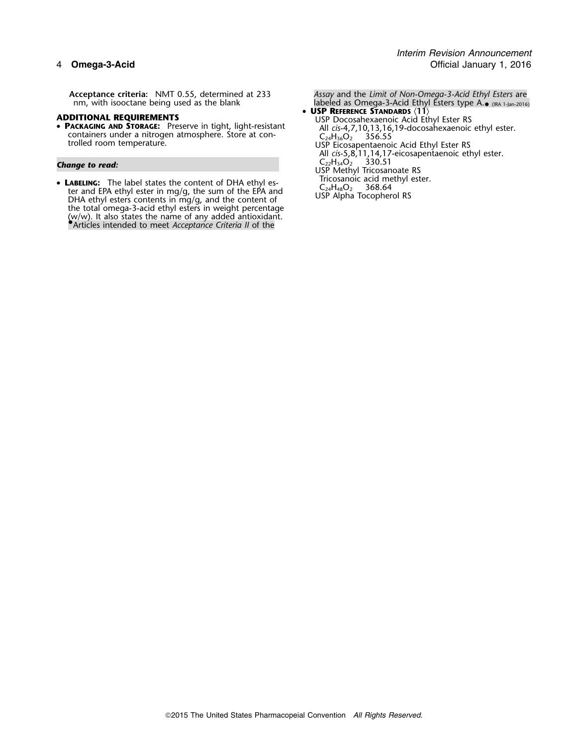**Acceptance criteria:** NMT 0.55, determined at 233 nm, with isooctane being used as the blank

## ADDITIONAL REQUIREMENTS

- **Packaging and Storage:** Preserve in tight, light-resistant containers under a nitrogen atmosphere. Store at controlled room temperature.

***Change to read:***

- **Labeling:** The label states the content of DHA ethyl ester and EPA ethyl ester in mg/g, the sum of the EPA and DHA ethyl esters contents in mg/g, and the content of the total omega-3-acid ethyl esters in weight percentage (w/w). It also states the name of any added antioxidant. •Articles intended to meet *Acceptance Criteria II* of the *Assay* and the *Limit of Non-Omega-3-Acid Ethyl Esters* are labeled as Omega-3-Acid Ethyl Esters type A.• (IRA 1-Jan-2016)
- **USP Reference Standards** ⟨11⟩
  - USP Docosahexaenoic Acid Ethyl Ester RS
    - All *cis*-4,7,10,13,16,19-docosahexaenoic ethyl ester.
    - $C_{24}H_{36}O_2$ 356.55
  - USP Eicosapentaenoic Acid Ethyl Ester RS
    - All *cis*-5,8,11,14,17-eicosapentaenoic ethyl ester.
    - $C_{22}H_{34}O_2$ 330.51
  - USP Methyl Tricosanoate RS
    - Tricosanoic acid methyl ester.
    - $C_{24}H_{48}O_2$ 368.64
  - USP Alpha Tocopherol RS